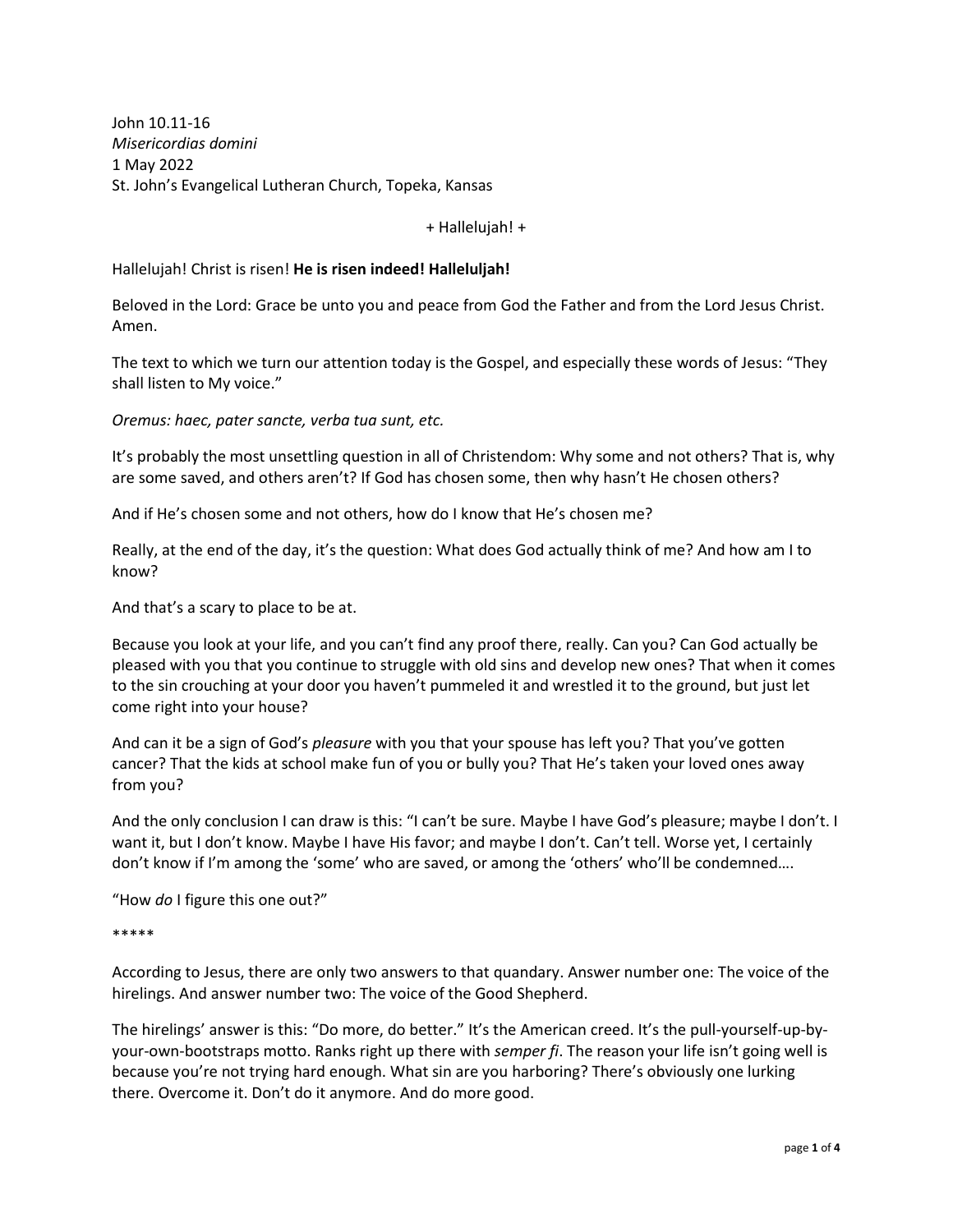John 10.11-16
*Misericordias domini*
1 May 2022
St. John's Evangelical Lutheran Church, Topeka, Kansas

+ Hallelujah! +

Hallelujah! Christ is risen! **He is risen indeed! Halleluljah!**

Beloved in the Lord: Grace be unto you and peace from God the Father and from the Lord Jesus Christ. Amen.

The text to which we turn our attention today is the Gospel, and especially these words of Jesus: "They shall listen to My voice."

*Oremus: haec, pater sancte, verba tua sunt, etc.*

It's probably the most unsettling question in all of Christendom: Why some and not others? That is, why are some saved, and others aren't? If God has chosen some, then why hasn't He chosen others?

And if He's chosen some and not others, how do I know that He's chosen me?

Really, at the end of the day, it's the question: What does God actually think of me? And how am I to know?

And that's a scary to place to be at.

Because you look at your life, and you can't find any proof there, really. Can you? Can God actually be pleased with you that you continue to struggle with old sins and develop new ones? That when it comes to the sin crouching at your door you haven't pummeled it and wrestled it to the ground, but just let come right into your house?

And can it be a sign of God's *pleasure* with you that your spouse has left you? That you've gotten cancer? That the kids at school make fun of you or bully you? That He's taken your loved ones away from you?

And the only conclusion I can draw is this: "I can't be sure. Maybe I have God's pleasure; maybe I don't. I want it, but I don't know. Maybe I have His favor; and maybe I don't. Can't tell. Worse yet, I certainly don't know if I'm among the 'some' who are saved, or among the 'others' who'll be condemned….

"How *do* I figure this one out?"

*****

According to Jesus, there are only two answers to that quandary. Answer number one: The voice of the hirelings. And answer number two: The voice of the Good Shepherd.

The hirelings' answer is this: "Do more, do better." It's the American creed. It's the pull-yourself-up-by-your-own-bootstraps motto. Ranks right up there with *semper fi*. The reason your life isn't going well is because you're not trying hard enough. What sin are you harboring? There's obviously one lurking there. Overcome it. Don't do it anymore. And do more good.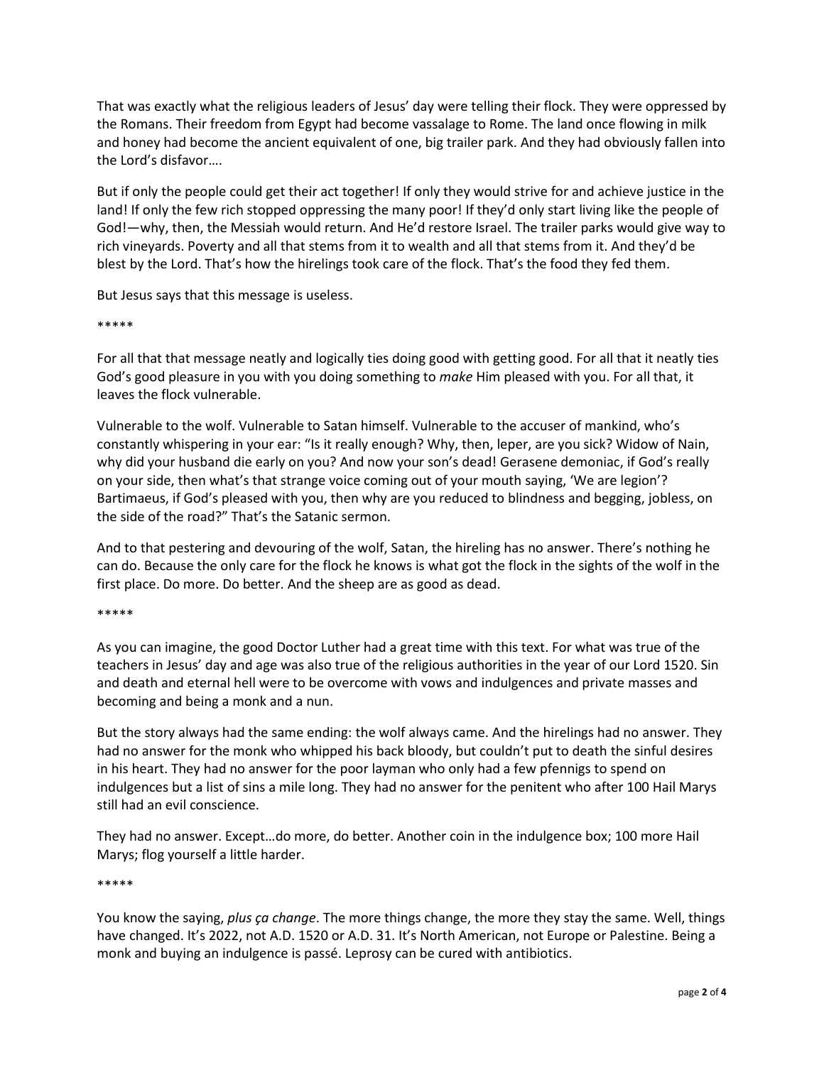That was exactly what the religious leaders of Jesus' day were telling their flock. They were oppressed by the Romans. Their freedom from Egypt had become vassalage to Rome. The land once flowing in milk and honey had become the ancient equivalent of one, big trailer park. And they had obviously fallen into the Lord's disfavor….

But if only the people could get their act together! If only they would strive for and achieve justice in the land! If only the few rich stopped oppressing the many poor! If they'd only start living like the people of God!—why, then, the Messiah would return. And He'd restore Israel. The trailer parks would give way to rich vineyards. Poverty and all that stems from it to wealth and all that stems from it. And they'd be blest by the Lord. That's how the hirelings took care of the flock. That's the food they fed them.

But Jesus says that this message is useless.

*****

For all that that message neatly and logically ties doing good with getting good. For all that it neatly ties God's good pleasure in you with you doing something to *make* Him pleased with you. For all that, it leaves the flock vulnerable.

Vulnerable to the wolf. Vulnerable to Satan himself. Vulnerable to the accuser of mankind, who's constantly whispering in your ear: "Is it really enough? Why, then, leper, are you sick? Widow of Nain, why did your husband die early on you? And now your son's dead! Gerasene demoniac, if God's really on your side, then what's that strange voice coming out of your mouth saying, 'We are legion'? Bartimaeus, if God's pleased with you, then why are you reduced to blindness and begging, jobless, on the side of the road?" That's the Satanic sermon.

And to that pestering and devouring of the wolf, Satan, the hireling has no answer. There's nothing he can do. Because the only care for the flock he knows is what got the flock in the sights of the wolf in the first place. Do more. Do better. And the sheep are as good as dead.

*****

As you can imagine, the good Doctor Luther had a great time with this text. For what was true of the teachers in Jesus' day and age was also true of the religious authorities in the year of our Lord 1520. Sin and death and eternal hell were to be overcome with vows and indulgences and private masses and becoming and being a monk and a nun.

But the story always had the same ending: the wolf always came. And the hirelings had no answer. They had no answer for the monk who whipped his back bloody, but couldn't put to death the sinful desires in his heart. They had no answer for the poor layman who only had a few pfennigs to spend on indulgences but a list of sins a mile long. They had no answer for the penitent who after 100 Hail Marys still had an evil conscience.

They had no answer. Except…do more, do better. Another coin in the indulgence box; 100 more Hail Marys; flog yourself a little harder.

*****

You know the saying, *plus ça change*. The more things change, the more they stay the same. Well, things have changed. It's 2022, not A.D. 1520 or A.D. 31. It's North American, not Europe or Palestine. Being a monk and buying an indulgence is passé. Leprosy can be cured with antibiotics.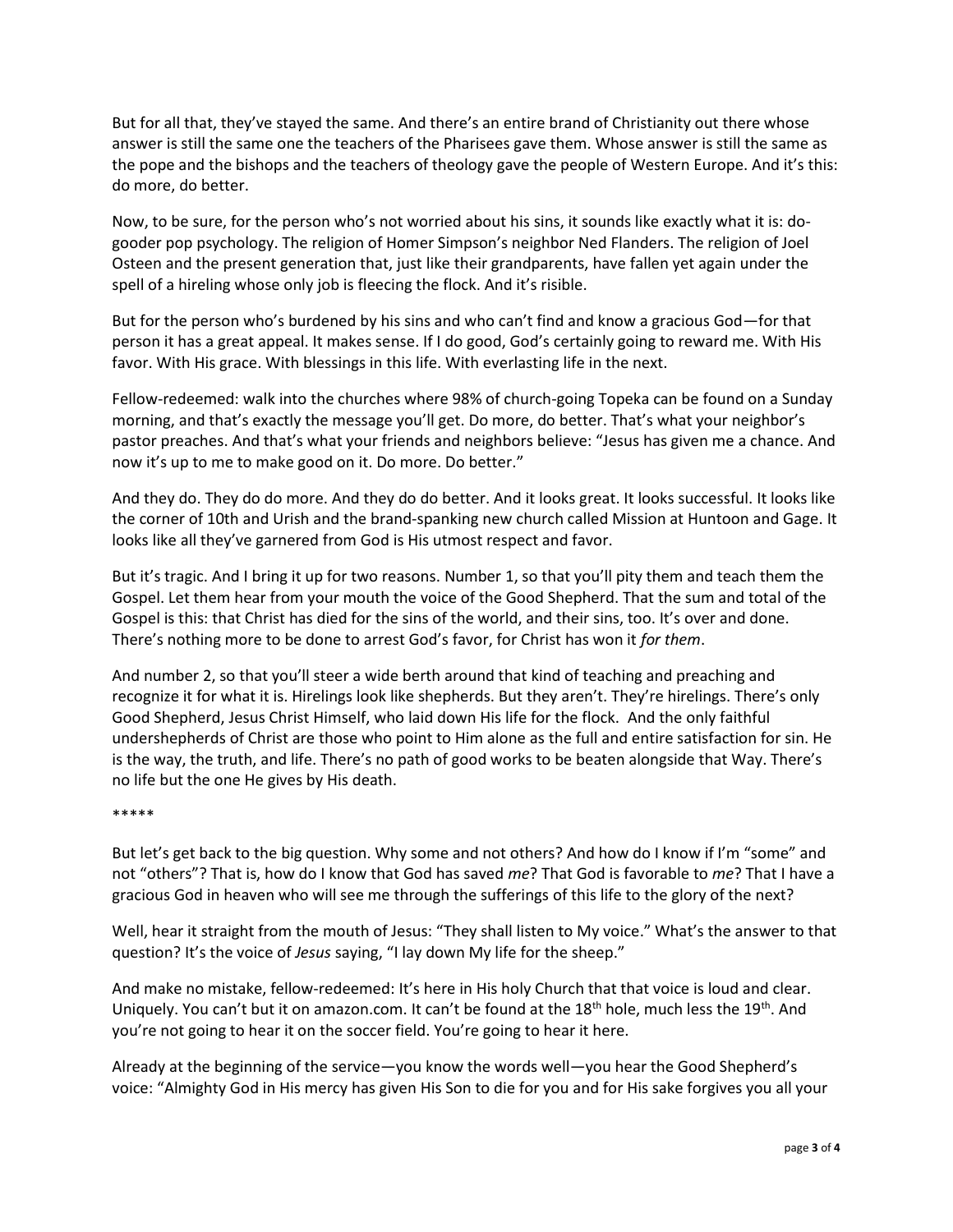But for all that, they've stayed the same. And there's an entire brand of Christianity out there whose answer is still the same one the teachers of the Pharisees gave them. Whose answer is still the same as the pope and the bishops and the teachers of theology gave the people of Western Europe. And it's this: do more, do better.

Now, to be sure, for the person who's not worried about his sins, it sounds like exactly what it is: do-gooder pop psychology. The religion of Homer Simpson's neighbor Ned Flanders. The religion of Joel Osteen and the present generation that, just like their grandparents, have fallen yet again under the spell of a hireling whose only job is fleecing the flock. And it's risible.

But for the person who's burdened by his sins and who can't find and know a gracious God—for that person it has a great appeal. It makes sense. If I do good, God's certainly going to reward me. With His favor. With His grace. With blessings in this life. With everlasting life in the next.

Fellow-redeemed: walk into the churches where 98% of church-going Topeka can be found on a Sunday morning, and that's exactly the message you'll get. Do more, do better. That's what your neighbor's pastor preaches. And that's what your friends and neighbors believe: "Jesus has given me a chance. And now it's up to me to make good on it. Do more. Do better."

And they do. They do do more. And they do do better. And it looks great. It looks successful. It looks like the corner of 10th and Urish and the brand-spanking new church called Mission at Huntoon and Gage. It looks like all they've garnered from God is His utmost respect and favor.

But it's tragic. And I bring it up for two reasons. Number 1, so that you'll pity them and teach them the Gospel. Let them hear from your mouth the voice of the Good Shepherd. That the sum and total of the Gospel is this: that Christ has died for the sins of the world, and their sins, too. It's over and done. There's nothing more to be done to arrest God's favor, for Christ has won it *for them*.

And number 2, so that you'll steer a wide berth around that kind of teaching and preaching and recognize it for what it is. Hirelings look like shepherds. But they aren't. They're hirelings. There's only Good Shepherd, Jesus Christ Himself, who laid down His life for the flock. And the only faithful undershepherds of Christ are those who point to Him alone as the full and entire satisfaction for sin. He is the way, the truth, and life. There's no path of good works to be beaten alongside that Way. There's no life but the one He gives by His death.

*****

But let's get back to the big question. Why some and not others? And how do I know if I'm "some" and not "others"? That is, how do I know that God has saved *me*? That God is favorable to *me*? That I have a gracious God in heaven who will see me through the sufferings of this life to the glory of the next?

Well, hear it straight from the mouth of Jesus: "They shall listen to My voice." What's the answer to that question? It's the voice of *Jesus* saying, "I lay down My life for the sheep."

And make no mistake, fellow-redeemed: It's here in His holy Church that that voice is loud and clear. Uniquely. You can't but it on amazon.com. It can't be found at the 18th hole, much less the 19th. And you're not going to hear it on the soccer field. You're going to hear it here.

Already at the beginning of the service—you know the words well—you hear the Good Shepherd's voice: "Almighty God in His mercy has given His Son to die for you and for His sake forgives you all your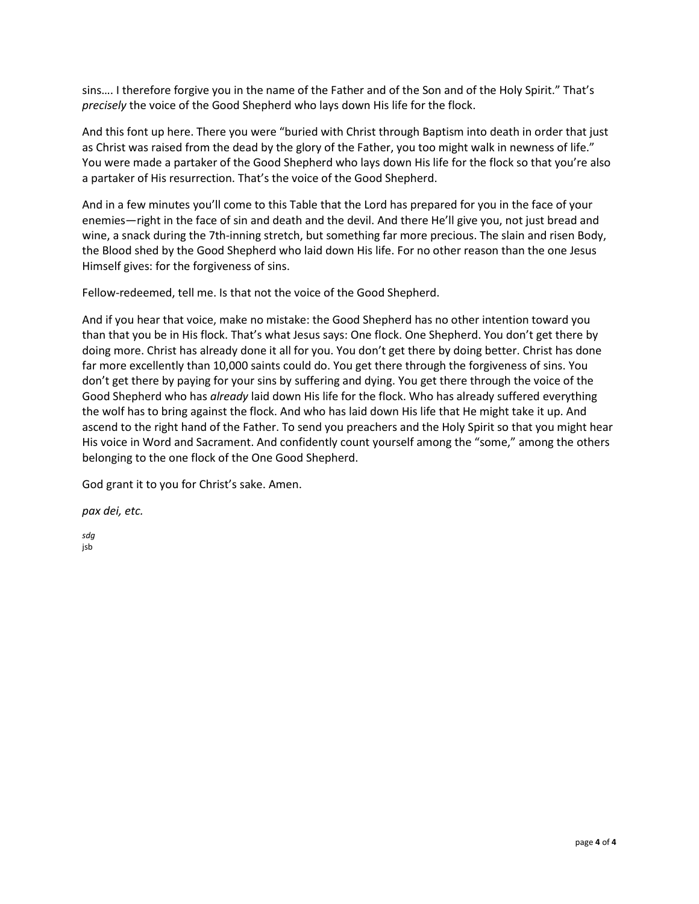sins…. I therefore forgive you in the name of the Father and of the Son and of the Holy Spirit." That's *precisely* the voice of the Good Shepherd who lays down His life for the flock.

And this font up here. There you were "buried with Christ through Baptism into death in order that just as Christ was raised from the dead by the glory of the Father, you too might walk in newness of life." You were made a partaker of the Good Shepherd who lays down His life for the flock so that you're also a partaker of His resurrection. That's the voice of the Good Shepherd.

And in a few minutes you'll come to this Table that the Lord has prepared for you in the face of your enemies—right in the face of sin and death and the devil. And there He'll give you, not just bread and wine, a snack during the 7th-inning stretch, but something far more precious. The slain and risen Body, the Blood shed by the Good Shepherd who laid down His life. For no other reason than the one Jesus Himself gives: for the forgiveness of sins.

Fellow-redeemed, tell me. Is that not the voice of the Good Shepherd.

And if you hear that voice, make no mistake: the Good Shepherd has no other intention toward you than that you be in His flock. That's what Jesus says: One flock. One Shepherd. You don't get there by doing more. Christ has already done it all for you. You don't get there by doing better. Christ has done far more excellently than 10,000 saints could do. You get there through the forgiveness of sins. You don't get there by paying for your sins by suffering and dying. You get there through the voice of the Good Shepherd who has *already* laid down His life for the flock. Who has already suffered everything the wolf has to bring against the flock. And who has laid down His life that He might take it up. And ascend to the right hand of the Father. To send you preachers and the Holy Spirit so that you might hear His voice in Word and Sacrament. And confidently count yourself among the "some," among the others belonging to the one flock of the One Good Shepherd.

God grant it to you for Christ's sake. Amen.

*pax dei, etc.*

*sdg*
jsb